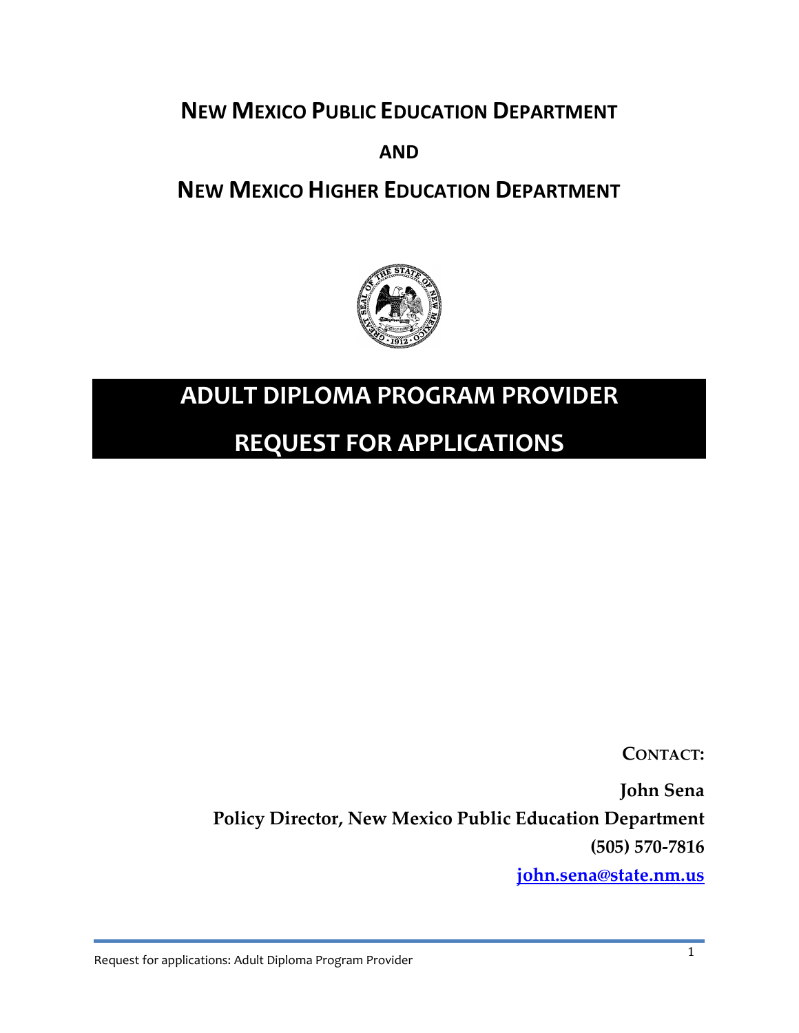# NEW MEXICO PUBLIC EDUCATION DEPARTMENT

**AND**

# NEW MEXICO HIGHER EDUCATION DEPARTMENT

# ADULT DIPLOMA PROGRAM PROVIDER

# REQUEST FOR APPLICATIONS

**CONTACT:**

**John Sena**

**Policy Director, New Mexico Public Education Department**

**(505) 570-7816**

**john.sena@state.nm.us**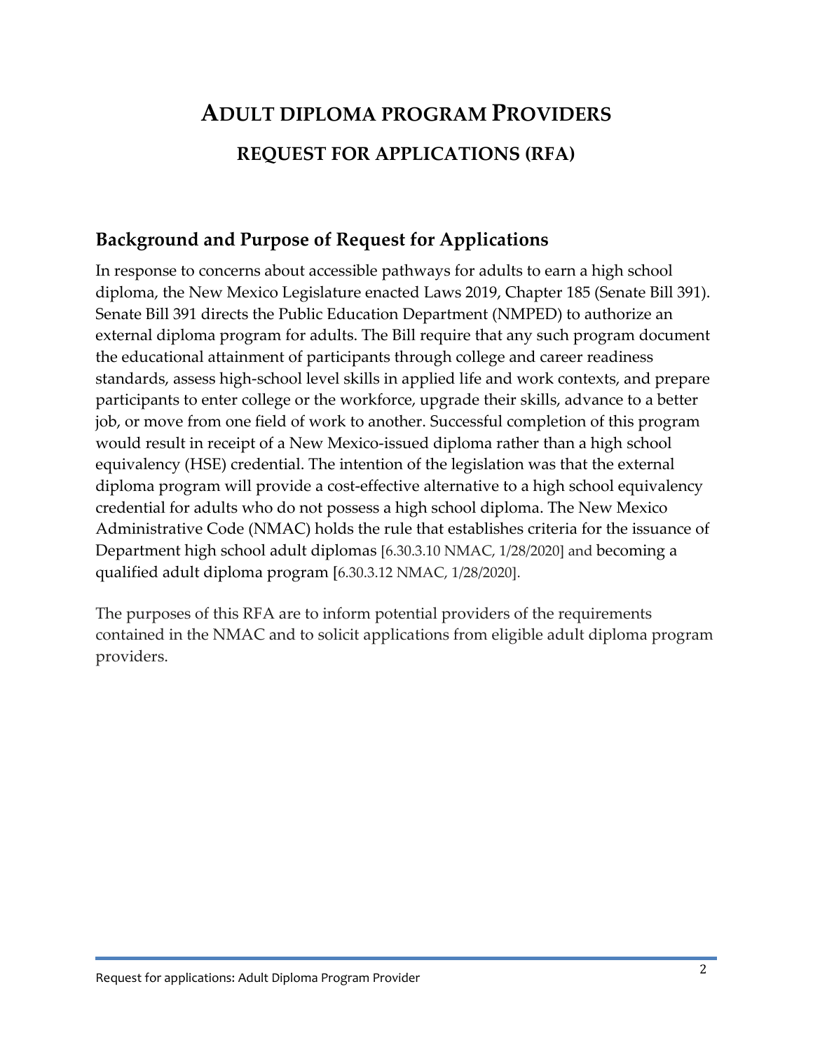# ADULT DIPLOMA PROGRAM PROVIDERS

## REQUEST FOR APPLICATIONS (RFA)

## Background and Purpose of Request for Applications

In response to concerns about accessible pathways for adults to earn a high school diploma, the New Mexico Legislature enacted Laws 2019, Chapter 185 (Senate Bill 391). Senate Bill 391 directs the Public Education Department (NMPED) to authorize an external diploma program for adults. The Bill require that any such program document the educational attainment of participants through college and career readiness standards, assess high-school level skills in applied life and work contexts, and prepare participants to enter college or the workforce, upgrade their skills, advance to a better job, or move from one field of work to another. Successful completion of this program would result in receipt of a New Mexico-issued diploma rather than a high school equivalency (HSE) credential. The intention of the legislation was that the external diploma program will provide a cost-effective alternative to a high school equivalency credential for adults who do not possess a high school diploma. The New Mexico Administrative Code (NMAC) holds the rule that establishes criteria for the issuance of Department high school adult diplomas [6.30.3.10 NMAC, 1/28/2020] and becoming a qualified adult diploma program [6.30.3.12 NMAC, 1/28/2020].

The purposes of this RFA are to inform potential providers of the requirements contained in the NMAC and to solicit applications from eligible adult diploma program providers.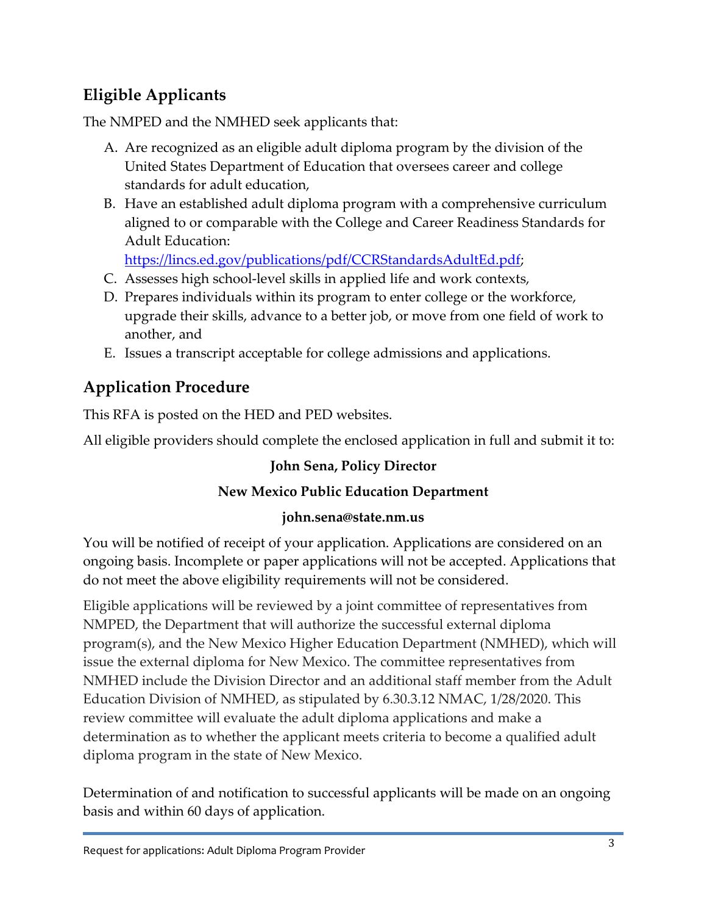## Eligible Applicants

The NMPED and the NMHED seek applicants that:

A. Are recognized as an eligible adult diploma program by the division of the United States Department of Education that oversees career and college standards for adult education,
B. Have an established adult diploma program with a comprehensive curriculum aligned to or comparable with the College and Career Readiness Standards for Adult Education: https://lincs.ed.gov/publications/pdf/CCRStandardsAdultEd.pdf;
C. Assesses high school-level skills in applied life and work contexts,
D. Prepares individuals within its program to enter college or the workforce, upgrade their skills, advance to a better job, or move from one field of work to another, and
E. Issues a transcript acceptable for college admissions and applications.

## Application Procedure

This RFA is posted on the HED and PED websites.

All eligible providers should complete the enclosed application in full and submit it to:

**John Sena, Policy Director**

**New Mexico Public Education Department**

**john.sena@state.nm.us**

You will be notified of receipt of your application. Applications are considered on an ongoing basis. Incomplete or paper applications will not be accepted. Applications that do not meet the above eligibility requirements will not be considered.

Eligible applications will be reviewed by a joint committee of representatives from NMPED, the Department that will authorize the successful external diploma program(s), and the New Mexico Higher Education Department (NMHED), which will issue the external diploma for New Mexico. The committee representatives from NMHED include the Division Director and an additional staff member from the Adult Education Division of NMHED, as stipulated by 6.30.3.12 NMAC, 1/28/2020. This review committee will evaluate the adult diploma applications and make a determination as to whether the applicant meets criteria to become a qualified adult diploma program in the state of New Mexico.

Determination of and notification to successful applicants will be made on an ongoing basis and within 60 days of application.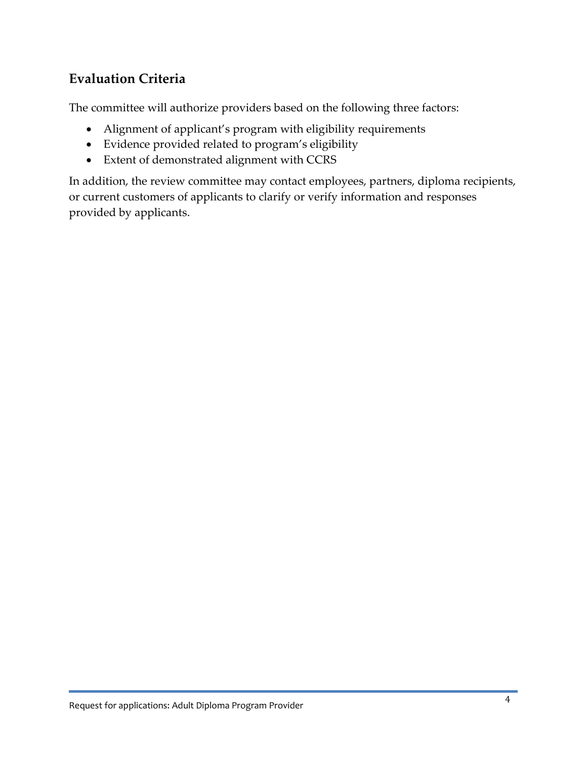## Evaluation Criteria

The committee will authorize providers based on the following three factors:

- Alignment of applicant's program with eligibility requirements
- Evidence provided related to program's eligibility
- Extent of demonstrated alignment with CCRS

In addition, the review committee may contact employees, partners, diploma recipients, or current customers of applicants to clarify or verify information and responses provided by applicants.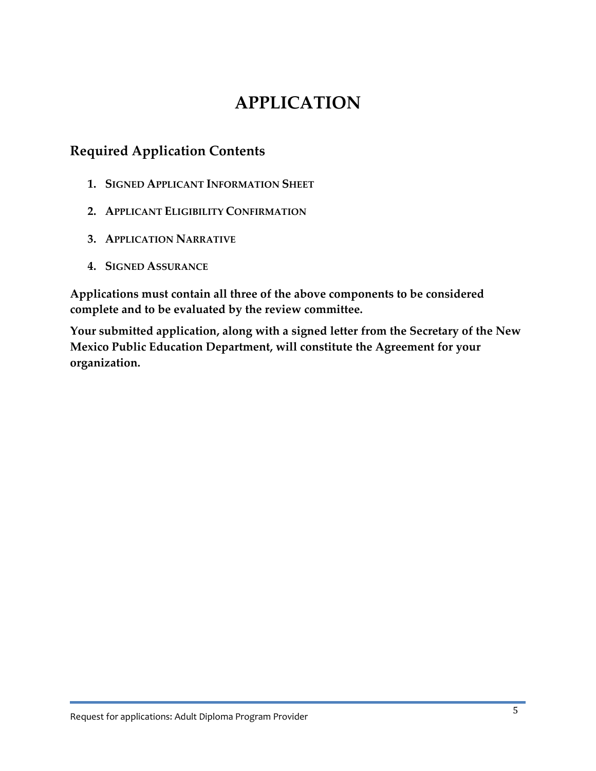# APPLICATION

## Required Application Contents

1. **Signed Applicant Information Sheet**
2. **Applicant Eligibility Confirmation**
3. **Application Narrative**
4. **Signed Assurance**

**Applications must contain all three of the above components to be considered complete and to be evaluated by the review committee.**

**Your submitted application, along with a signed letter from the Secretary of the New Mexico Public Education Department, will constitute the Agreement for your organization.**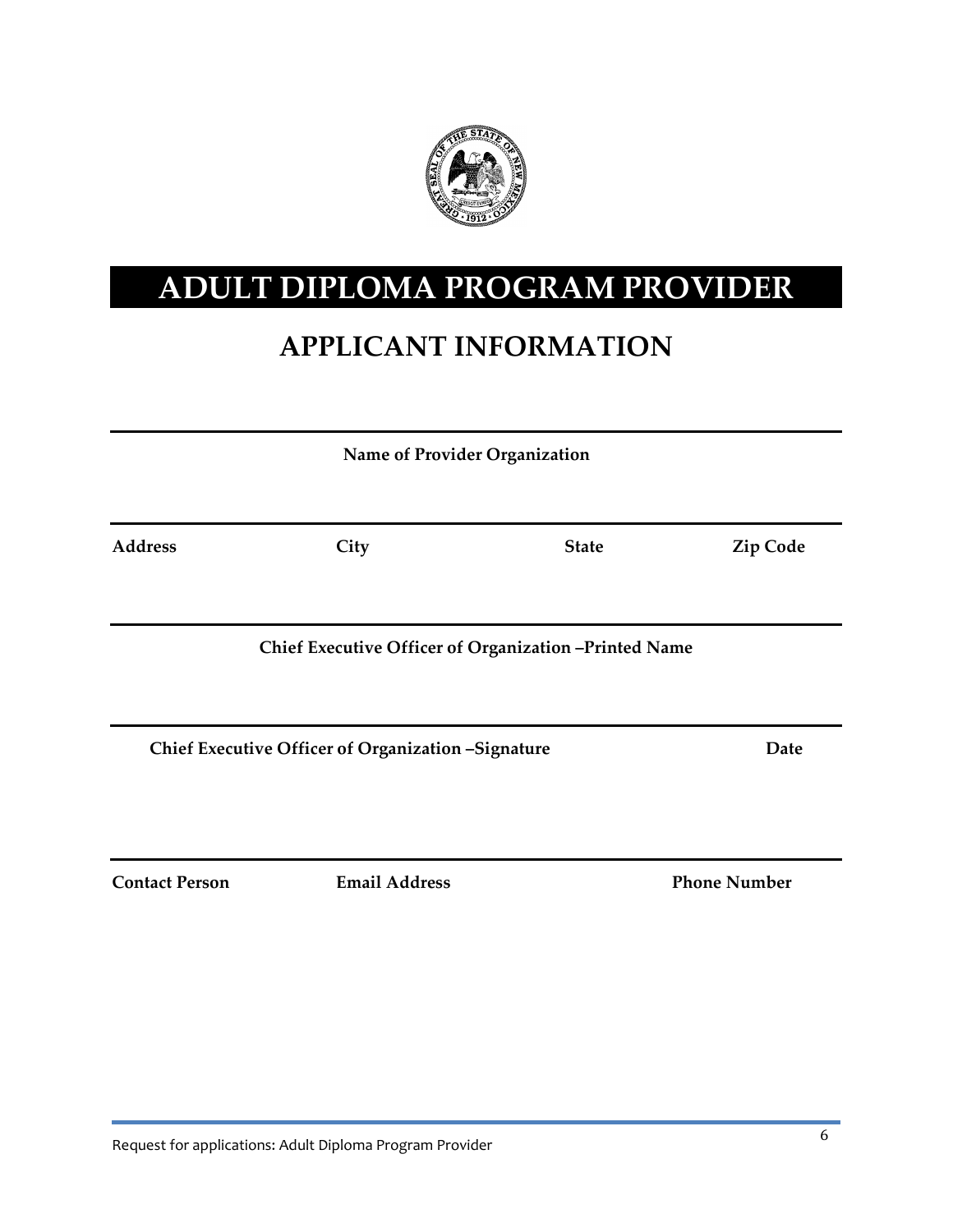# ADULT DIPLOMA PROGRAM PROVIDER

## APPLICANT INFORMATION

---

**Name of Provider Organization**

---

| **Address** | **City** | **State** | **Zip Code** |
|---|---|---|---|

---

**Chief Executive Officer of Organization –Printed Name**

---

| **Chief Executive Officer of Organization –Signature** | **Date** |
|---|---|

---

| **Contact Person** | **Email Address** | **Phone Number** |
|---|---|---|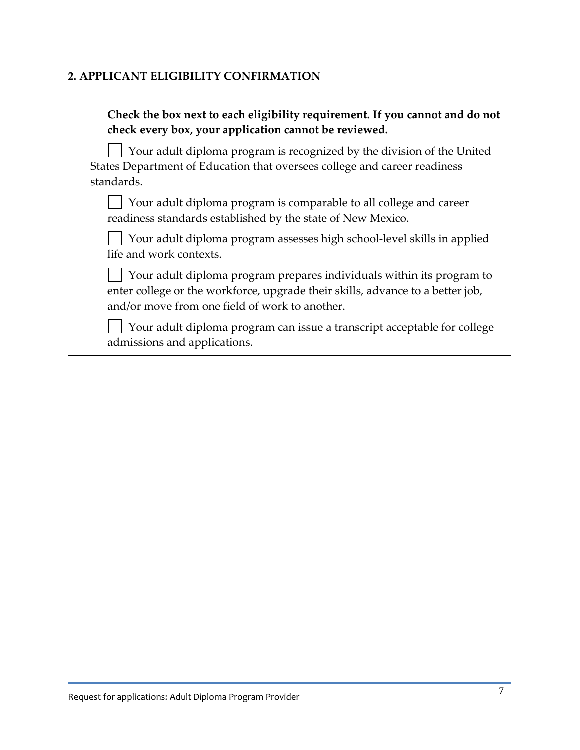## 2. APPLICANT ELIGIBILITY CONFIRMATION

**Check the box next to each eligibility requirement. If you cannot and do not check every box, your application cannot be reviewed.**

- [ ] Your adult diploma program is recognized by the division of the United States Department of Education that oversees college and career readiness standards.
- [ ] Your adult diploma program is comparable to all college and career readiness standards established by the state of New Mexico.
- [ ] Your adult diploma program assesses high school-level skills in applied life and work contexts.
- [ ] Your adult diploma program prepares individuals within its program to enter college or the workforce, upgrade their skills, advance to a better job, and/or move from one field of work to another.
- [ ] Your adult diploma program can issue a transcript acceptable for college admissions and applications.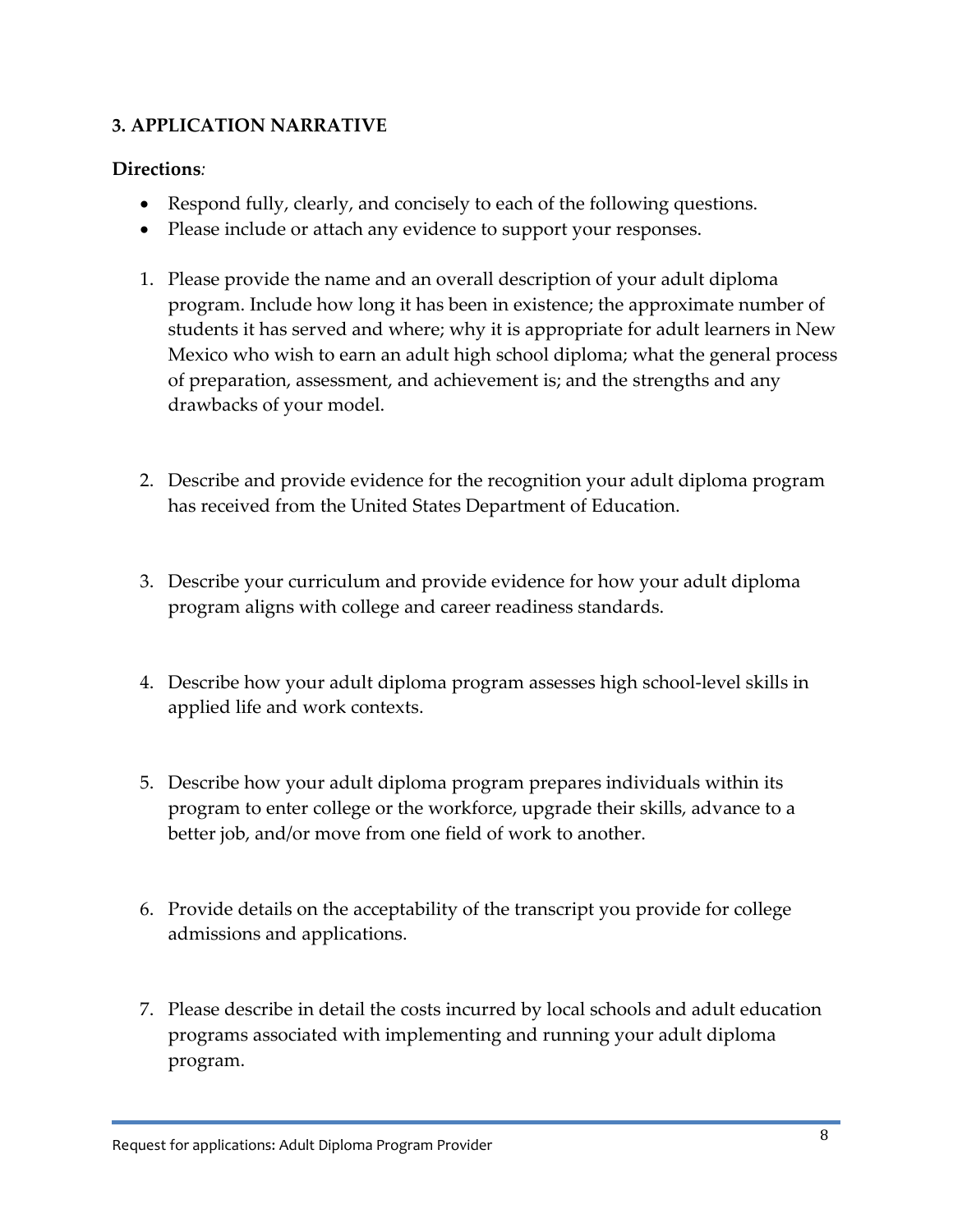### 3. APPLICATION NARRATIVE

**Directions***:*

- Respond fully, clearly, and concisely to each of the following questions.
- Please include or attach any evidence to support your responses.

1. Please provide the name and an overall description of your adult diploma program. Include how long it has been in existence; the approximate number of students it has served and where; why it is appropriate for adult learners in New Mexico who wish to earn an adult high school diploma; what the general process of preparation, assessment, and achievement is; and the strengths and any drawbacks of your model.

2. Describe and provide evidence for the recognition your adult diploma program has received from the United States Department of Education.

3. Describe your curriculum and provide evidence for how your adult diploma program aligns with college and career readiness standards.

4. Describe how your adult diploma program assesses high school-level skills in applied life and work contexts.

5. Describe how your adult diploma program prepares individuals within its program to enter college or the workforce, upgrade their skills, advance to a better job, and/or move from one field of work to another.

6. Provide details on the acceptability of the transcript you provide for college admissions and applications.

7. Please describe in detail the costs incurred by local schools and adult education programs associated with implementing and running your adult diploma program.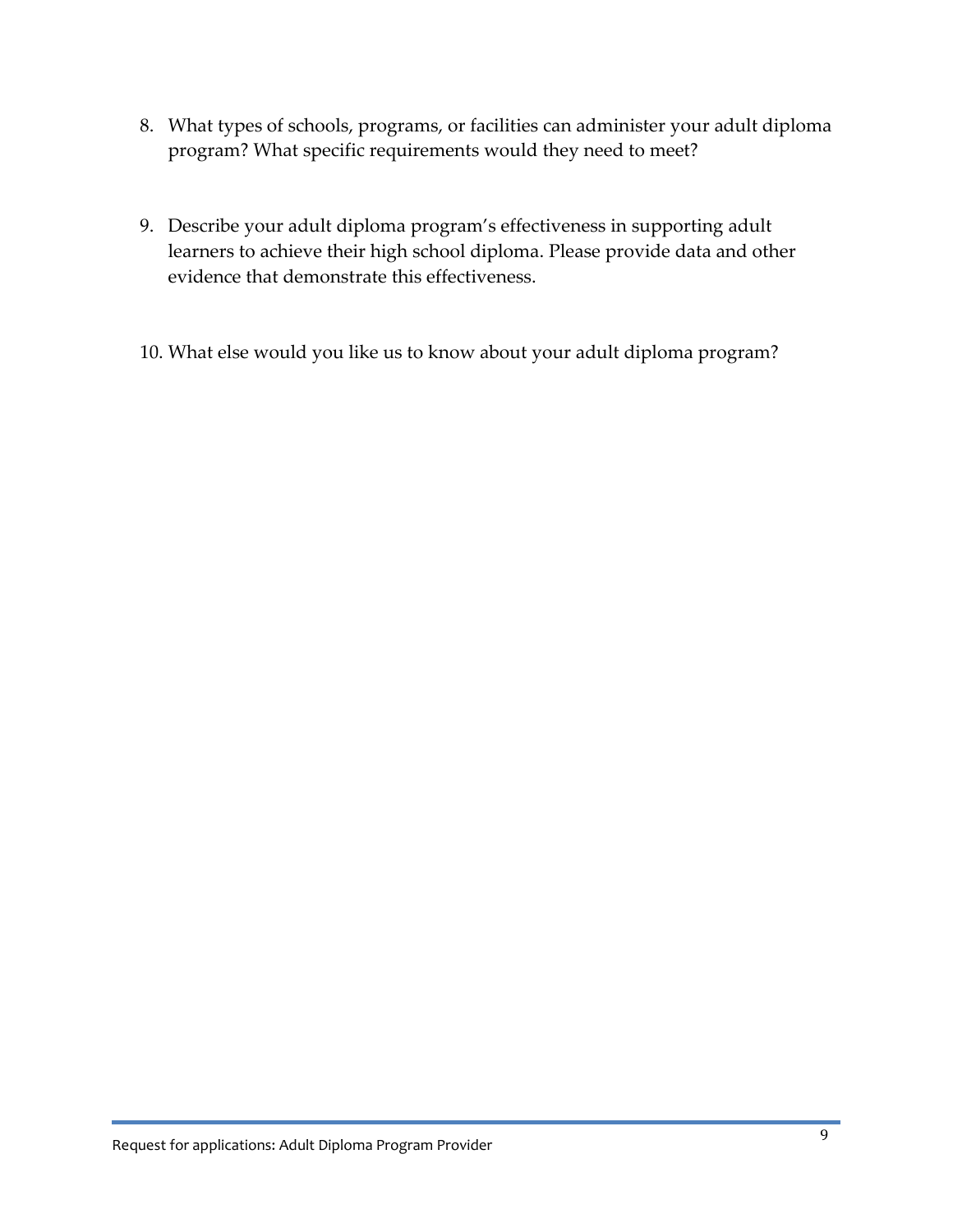8. What types of schools, programs, or facilities can administer your adult diploma program? What specific requirements would they need to meet?

9. Describe your adult diploma program's effectiveness in supporting adult learners to achieve their high school diploma. Please provide data and other evidence that demonstrate this effectiveness.

10. What else would you like us to know about your adult diploma program?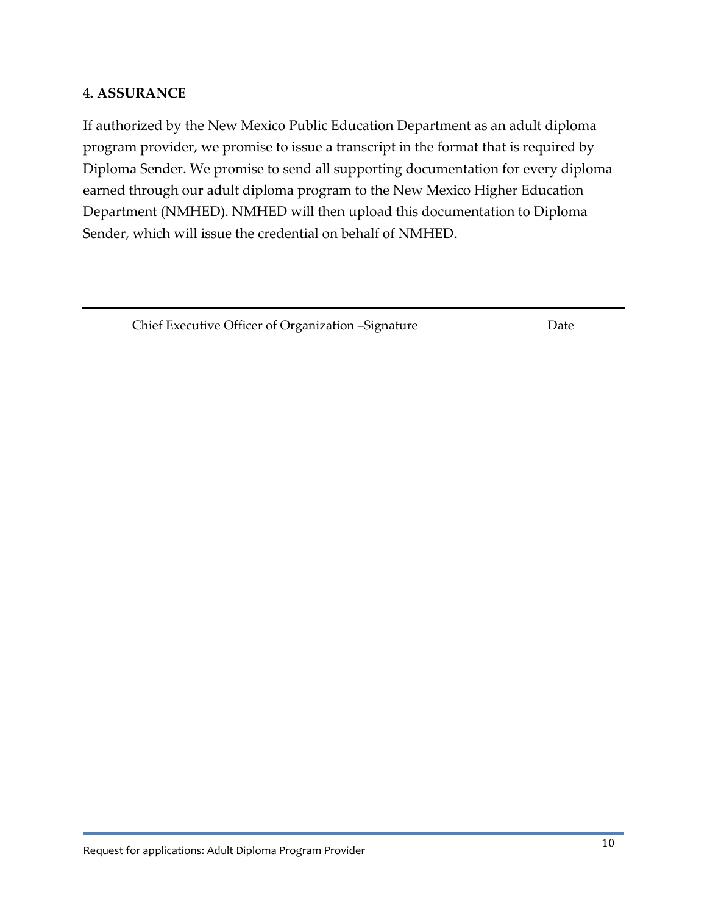## 4. ASSURANCE

If authorized by the New Mexico Public Education Department as an adult diploma program provider, we promise to issue a transcript in the format that is required by Diploma Sender. We promise to send all supporting documentation for every diploma earned through our adult diploma program to the New Mexico Higher Education Department (NMHED). NMHED will then upload this documentation to Diploma Sender, which will issue the credential on behalf of NMHED.

---

Chief Executive Officer of Organization –Signature Date